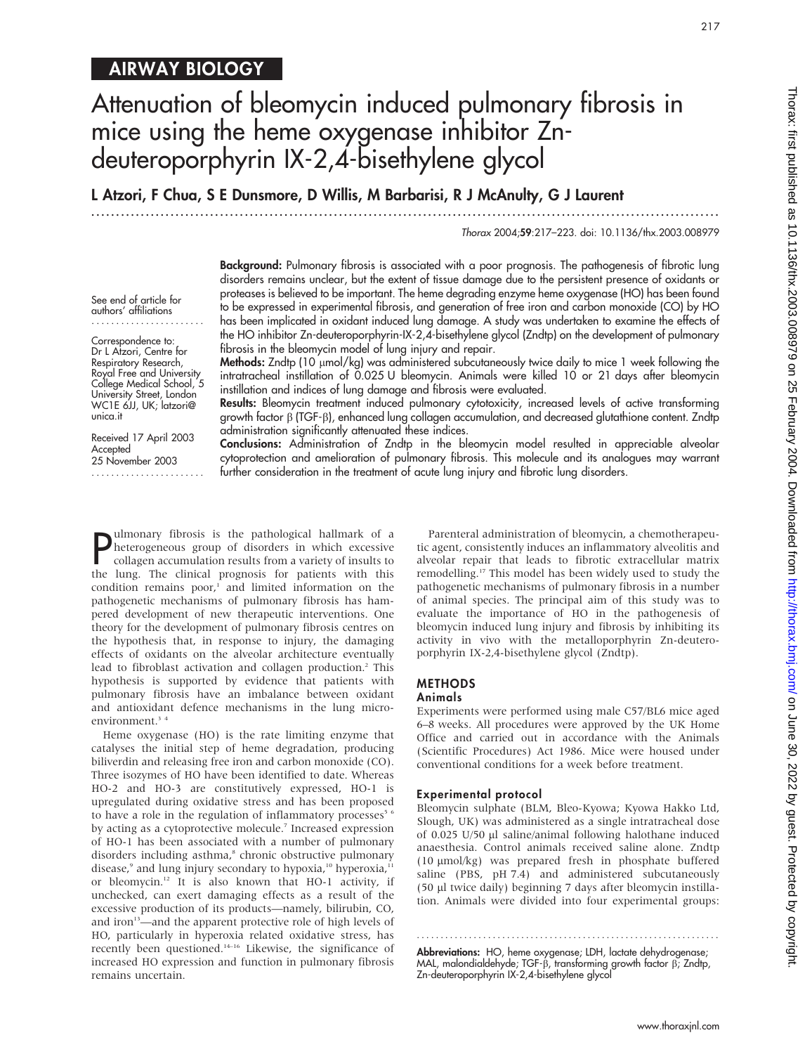AIRWAY BIOLOGY

# Attenuation of bleomycin induced pulmonary fibrosis in mice using the heme oxygenase inhibitor Zn-deuteroporphyrin IX-2,4-bisethylene glycol

**L Atzori, F Chua, S E Dunsmore, D Willis, M Barbarisi, R J McAnulty, G J Laurent**

*Thorax* 2004;**59**:217–223. doi: 10.1136/thx.2003.008979

See end of article for authors' affiliations

Correspondence to: Dr L Atzori, Centre for Respiratory Research, Royal Free and University College Medical School, 5 University Street, London WC1E 6JJ, UK; latzori@unica.it

Received 17 April 2003
Accepted 25 November 2003

**Background:** Pulmonary fibrosis is associated with a poor prognosis. The pathogenesis of fibrotic lung disorders remains unclear, but the extent of tissue damage due to the persistent presence of oxidants or proteases is believed to be important. The heme degrading enzyme heme oxygenase (HO) has been found to be expressed in experimental fibrosis, and generation of free iron and carbon monoxide (CO) by HO has been implicated in oxidant induced lung damage. A study was undertaken to examine the effects of the HO inhibitor Zn-deuteroporphyrin-IX-2,4-bisethylene glycol (Zndtp) on the development of pulmonary fibrosis in the bleomycin model of lung injury and repair.

**Methods:** Zndtp (10 μmol/kg) was administered subcutaneously twice daily to mice 1 week following the intratracheal instillation of 0.025 U bleomycin. Animals were killed 10 or 21 days after bleomycin instillation and indices of lung damage and fibrosis were evaluated.

**Results:** Bleomycin treatment induced pulmonary cytotoxicity, increased levels of active transforming growth factor β (TGF-β), enhanced lung collagen accumulation, and decreased glutathione content. Zndtp administration significantly attenuated these indices.

**Conclusions:** Administration of Zndtp in the bleomycin model resulted in appreciable alveolar cytoprotection and amelioration of pulmonary fibrosis. This molecule and its analogues may warrant further consideration in the treatment of acute lung injury and fibrotic lung disorders.

Pulmonary fibrosis is the pathological hallmark of a heterogeneous group of disorders in which excessive collagen accumulation results from a variety of insults to the lung. The clinical prognosis for patients with this condition remains poor,[1] and limited information on the pathogenetic mechanisms of pulmonary fibrosis has hampered development of new therapeutic interventions. One theory for the development of pulmonary fibrosis centres on the hypothesis that, in response to injury, the damaging effects of oxidants on the alveolar architecture eventually lead to fibroblast activation and collagen production.[2] This hypothesis is supported by evidence that patients with pulmonary fibrosis have an imbalance between oxidant and antioxidant defence mechanisms in the lung microenvironment.[3 4]

Heme oxygenase (HO) is the rate limiting enzyme that catalyses the initial step of heme degradation, producing biliverdin and releasing free iron and carbon monoxide (CO). Three isozymes of HO have been identified to date. Whereas HO-2 and HO-3 are constitutively expressed, HO-1 is upregulated during oxidative stress and has been proposed to have a role in the regulation of inflammatory processes[5 6] by acting as a cytoprotective molecule.[7] Increased expression of HO-1 has been associated with a number of pulmonary disorders including asthma,[8] chronic obstructive pulmonary disease,[9] and lung injury secondary to hypoxia,[10] hyperoxia,[11] or bleomycin.[12] It is also known that HO-1 activity, if unchecked, can exert damaging effects as a result of the excessive production of its products—namely, bilirubin, CO, and iron[13]—and the apparent protective role of high levels of HO, particularly in hyperoxia related oxidative stress, has recently been questioned.[14–16] Likewise, the significance of increased HO expression and function in pulmonary fibrosis remains uncertain.

Parenteral administration of bleomycin, a chemotherapeutic agent, consistently induces an inflammatory alveolitis and alveolar repair that leads to fibrotic extracellular matrix remodelling.[17] This model has been widely used to study the pathogenetic mechanisms of pulmonary fibrosis in a number of animal species. The principal aim of this study was to evaluate the importance of HO in the pathogenesis of bleomycin induced lung injury and fibrosis by inhibiting its activity in vivo with the metalloporphyrin Zn-deuteroporphyrin IX-2,4-bisethylene glycol (Zndtp).

## METHODS

### Animals

Experiments were performed using male C57/BL6 mice aged 6–8 weeks. All procedures were approved by the UK Home Office and carried out in accordance with the Animals (Scientific Procedures) Act 1986. Mice were housed under conventional conditions for a week before treatment.

### Experimental protocol

Bleomycin sulphate (BLM, Bleo-Kyowa; Kyowa Hakko Ltd, Slough, UK) was administered as a single intratracheal dose of 0.025 U/50 μl saline/animal following halothane induced anaesthesia. Control animals received saline alone. Zndtp (10 μmol/kg) was prepared fresh in phosphate buffered saline (PBS, pH 7.4) and administered subcutaneously (50 μl twice daily) beginning 7 days after bleomycin instillation. Animals were divided into four experimental groups:

**Abbreviations:** HO, heme oxygenase; LDH, lactate dehydrogenase; MAL, malondialdehyde; TGF-β, transforming growth factor β; Zndtp, Zn-deuteroporphyrin IX-2,4-bisethylene glycol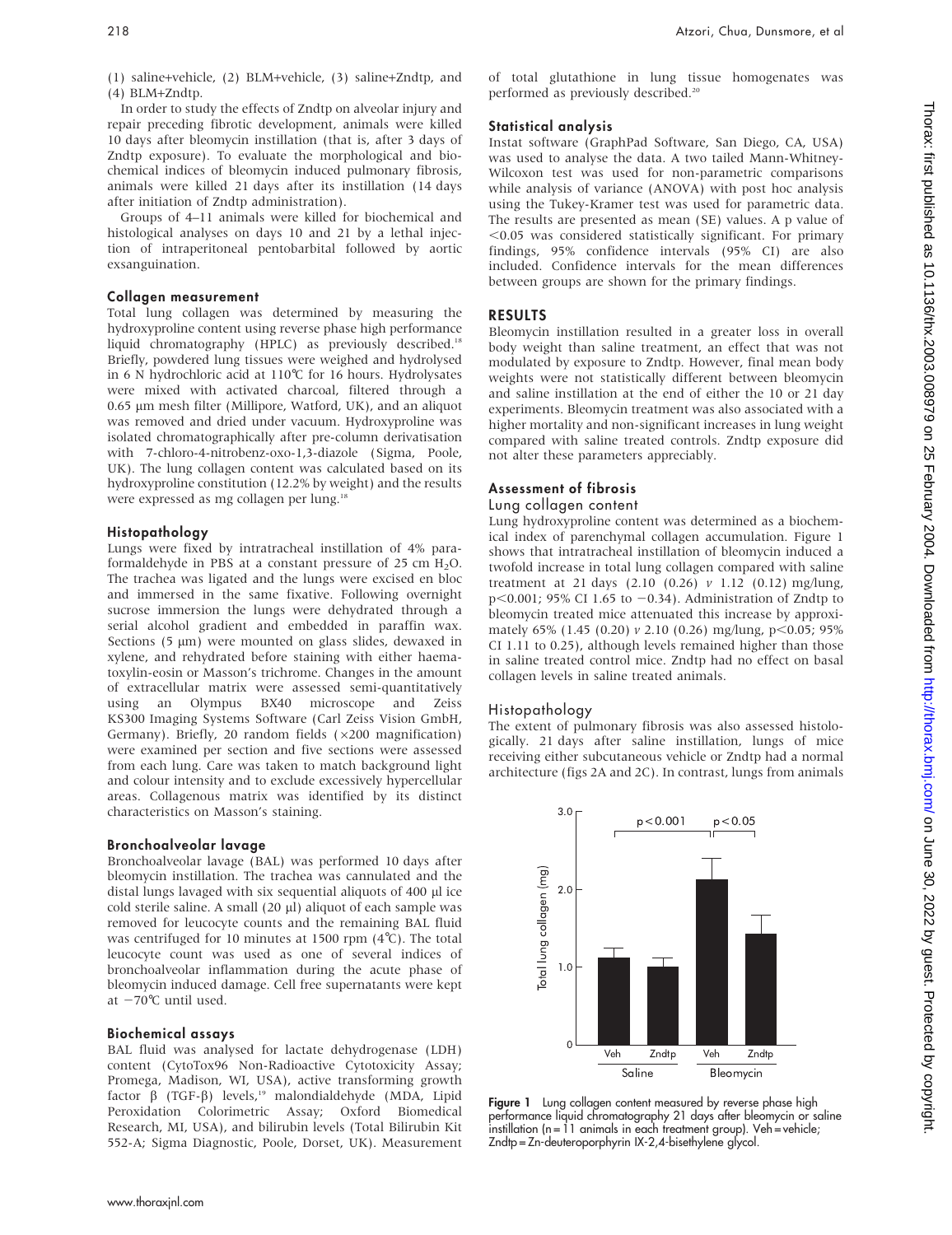(1) saline+vehicle, (2) BLM+vehicle, (3) saline+Zndtp, and (4) BLM+Zndtp.

In order to study the effects of Zndtp on alveolar injury and repair preceding fibrotic development, animals were killed 10 days after bleomycin instillation (that is, after 3 days of Zndtp exposure). To evaluate the morphological and biochemical indices of bleomycin induced pulmonary fibrosis, animals were killed 21 days after its instillation (14 days after initiation of Zndtp administration).

Groups of 4–11 animals were killed for biochemical and histological analyses on days 10 and 21 by a lethal injection of intraperitoneal pentobarbital followed by aortic exsanguination.

### Collagen measurement

Total lung collagen was determined by measuring the hydroxyproline content using reverse phase high performance liquid chromatography (HPLC) as previously described.[18] Briefly, powdered lung tissues were weighed and hydrolysed in 6 N hydrochloric acid at 110°C for 16 hours. Hydrolysates were mixed with activated charcoal, filtered through a 0.65 μm mesh filter (Millipore, Watford, UK), and an aliquot was removed and dried under vacuum. Hydroxyproline was isolated chromatographically after pre-column derivatisation with 7-chloro-4-nitrobenz-oxo-1,3-diazole (Sigma, Poole, UK). The lung collagen content was calculated based on its hydroxyproline constitution (12.2% by weight) and the results were expressed as mg collagen per lung.[18]

### Histopathology

Lungs were fixed by intratracheal instillation of 4% paraformaldehyde in PBS at a constant pressure of 25 cm $H_2O$. The trachea was ligated and the lungs were excised en bloc and immersed in the same fixative. Following overnight sucrose immersion the lungs were dehydrated through a serial alcohol gradient and embedded in paraffin wax. Sections (5 μm) were mounted on glass slides, dewaxed in xylene, and rehydrated before staining with either haematoxylin-eosin or Masson's trichrome. Changes in the amount of extracellular matrix were assessed semi-quantitatively using an Olympus BX40 microscope and Zeiss KS300 Imaging Systems Software (Carl Zeiss Vision GmbH, Germany). Briefly, 20 random fields (×200 magnification) were examined per section and five sections were assessed from each lung. Care was taken to match background light and colour intensity and to exclude excessively hypercellular areas. Collagenous matrix was identified by its distinct characteristics on Masson's staining.

### Bronchoalveolar lavage

Bronchoalveolar lavage (BAL) was performed 10 days after bleomycin instillation. The trachea was cannulated and the distal lungs lavaged with six sequential aliquots of 400 μl ice cold sterile saline. A small (20 μl) aliquot of each sample was removed for leucocyte counts and the remaining BAL fluid was centrifuged for 10 minutes at 1500 rpm (4°C). The total leucocyte count was used as one of several indices of bronchoalveolar inflammation during the acute phase of bleomycin induced damage. Cell free supernatants were kept at −70°C until used.

### Biochemical assays

BAL fluid was analysed for lactate dehydrogenase (LDH) content (CytoTox96 Non-Radioactive Cytotoxicity Assay; Promega, Madison, WI, USA), active transforming growth factor β (TGF-β) levels,[19] malondialdehyde (MDA, Lipid Peroxidation Colorimetric Assay; Oxford Biomedical Research, MI, USA), and bilirubin levels (Total Bilirubin Kit 552-A; Sigma Diagnostic, Poole, Dorset, UK). Measurement of total glutathione in lung tissue homogenates was performed as previously described.[20]

### Statistical analysis

Instat software (GraphPad Software, San Diego, CA, USA) was used to analyse the data. A two tailed Mann-Whitney-Wilcoxon test was used for non-parametric comparisons while analysis of variance (ANOVA) with post hoc analysis using the Tukey-Kramer test was used for parametric data. The results are presented as mean (SE) values. A p value of <0.05 was considered statistically significant. For primary findings, 95% confidence intervals (95% CI) are also included. Confidence intervals for the mean differences between groups are shown for the primary findings.

## RESULTS

Bleomycin instillation resulted in a greater loss in overall body weight than saline treatment, an effect that was not modulated by exposure to Zndtp. However, final mean body weights were not statistically different between bleomycin and saline instillation at the end of either the 10 or 21 day experiments. Bleomycin treatment was also associated with a higher mortality and non-significant increases in lung weight compared with saline treated controls. Zndtp exposure did not alter these parameters appreciably.

### Assessment of fibrosis

#### Lung collagen content

Lung hydroxyproline content was determined as a biochemical index of parenchymal collagen accumulation. Figure 1 shows that intratracheal instillation of bleomycin induced a twofold increase in total lung collagen compared with saline treatment at 21 days (2.10 (0.26) *v* 1.12 (0.12) mg/lung, $p<0.001$; 95% CI 1.65 to −0.34). Administration of Zndtp to bleomycin treated mice attenuated this increase by approximately 65% (1.45 (0.20) *v* 2.10 (0.26) mg/lung, $p<0.05$; 95% CI 1.11 to 0.25), although levels remained higher than those in saline treated control mice. Zndtp had no effect on basal collagen levels in saline treated animals.

#### Histopathology

The extent of pulmonary fibrosis was also assessed histologically. 21 days after saline instillation, lungs of mice receiving either subcutaneous vehicle or Zndtp had a normal architecture (figs 2A and 2C). In contrast, lungs from animals

**Figure 1** Lung collagen content measured by reverse phase high performance liquid chromatography 21 days after bleomycin or saline instillation (n = 11 animals in each treatment group). Veh = vehicle; Zndtp = Zn-deuteroporphyrin IX-2,4-bisethylene glycol.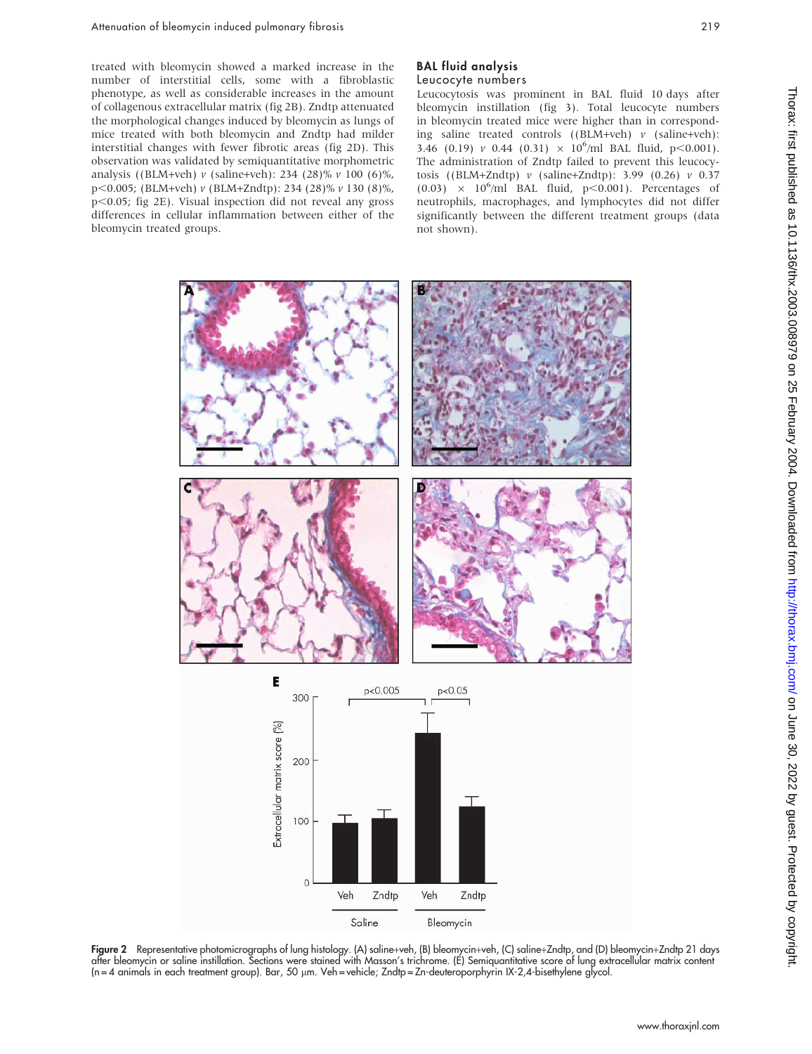treated with bleomycin showed a marked increase in the number of interstitial cells, some with a fibroblastic phenotype, as well as considerable increases in the amount of collagenous extracellular matrix (fig 2B). Zndtp attenuated the morphological changes induced by bleomycin as lungs of mice treated with both bleomycin and Zndtp had milder interstitial changes with fewer fibrotic areas (fig 2D). This observation was validated by semiquantitative morphometric analysis ((BLM+veh) *v* (saline+veh): 234 (28)% *v* 100 (6)%, $p<0.005$; (BLM+veh) *v* (BLM+Zndtp): 234 (28)% *v* 130 (8)%, $p<0.05$; fig 2E). Visual inspection did not reveal any gross differences in cellular inflammation between either of the bleomycin treated groups.

## BAL fluid analysis

### Leucocyte numbers

Leucocytosis was prominent in BAL fluid 10 days after bleomycin instillation (fig 3). Total leucocyte numbers in bleomycin treated mice were higher than in corresponding saline treated controls ((BLM+veh) *v* (saline+veh): 3.46 (0.19) *v* 0.44 (0.31) $\times$ $10^6$/ml BAL fluid, $p<0.001$). The administration of Zndtp failed to prevent this leucocytosis ((BLM+Zndtp) *v* (saline+Zndtp): 3.99 (0.26) *v* 0.37 (0.03) $\times$ $10^6$/ml BAL fluid, $p<0.001$). Percentages of neutrophils, macrophages, and lymphocytes did not differ significantly between the different treatment groups (data not shown).

**Figure 2** Representative photomicrographs of lung histology. (A) saline+veh, (B) bleomycin+veh, (C) saline+Zndtp, and (D) bleomycin+Zndtp 21 days after bleomycin or saline instillation. Sections were stained with Masson's trichrome. (E) Semiquantitative score of lung extracellular matrix content (n = 4 animals in each treatment group). Bar, 50 µm. Veh = vehicle; Zndtp = Zn-deuteroporphyrin IX-2,4-bisethylene glycol.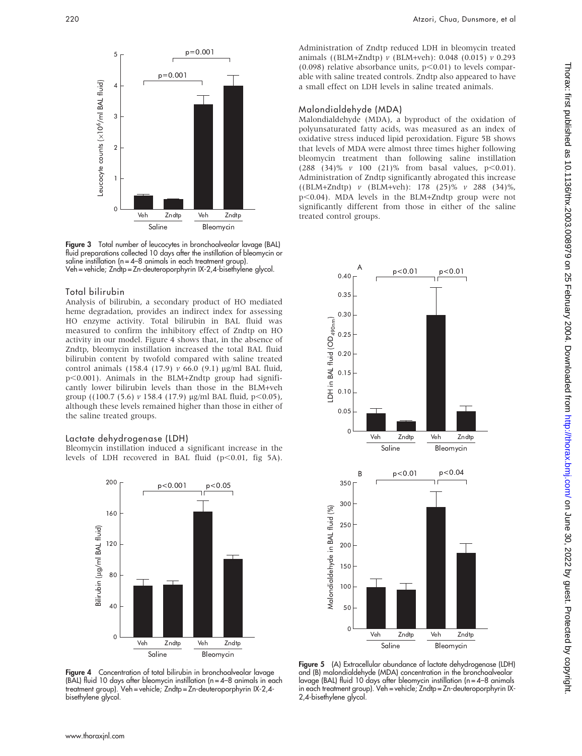Figure 3 Total number of leucocytes in bronchoalveolar lavage (BAL) fluid preparations collected 10 days after the instillation of bleomycin or saline instillation (n = 4–8 animals in each treatment group). Veh = vehicle; Zndtp = Zn-deuteroporphyrin IX-2,4-bisethylene glycol.

### Total bilirubin

Analysis of bilirubin, a secondary product of HO mediated heme degradation, provides an indirect index for assessing HO enzyme activity. Total bilirubin in BAL fluid was measured to confirm the inhibitory effect of Zndtp on HO activity in our model. Figure 4 shows that, in the absence of Zndtp, bleomycin instillation increased the total BAL fluid bilirubin content by twofold compared with saline treated control animals (158.4 (17.9) *v* 66.0 (9.1) µg/ml BAL fluid, $p<0.001$). Animals in the BLM+Zndtp group had significantly lower bilirubin levels than those in the BLM+veh group ((100.7 (5.6) *v* 158.4 (17.9) µg/ml BAL fluid, $p<0.05$), although these levels remained higher than those in either of the saline treated groups.

### Lactate dehydrogenase (LDH)

Bleomycin instillation induced a significant increase in the levels of LDH recovered in BAL fluid ($p<0.01$, fig 5A). Administration of Zndtp reduced LDH in bleomycin treated animals ((BLM+Zndtp) *v* (BLM+veh): 0.048 (0.015) *v* 0.293 (0.098) relative absorbance units, $p<0.01$) to levels comparable with saline treated controls. Zndtp also appeared to have a small effect on LDH levels in saline treated animals.

### Malondialdehyde (MDA)

Malondialdehyde (MDA), a byproduct of the oxidation of polyunsaturated fatty acids, was measured as an index of oxidative stress induced lipid peroxidation. Figure 5B shows that levels of MDA were almost three times higher following bleomycin treatment than following saline instillation (288 (34)% *v* 100 (21)% from basal values, $p<0.01$). Administration of Zndtp significantly abrogated this increase ((BLM+Zndtp) *v* (BLM+veh): 178 (25)% *v* 288 (34)%, $p<0.04$). MDA levels in the BLM+Zndtp group were not significantly different from those in either of the saline treated control groups.

Figure 4 Concentration of total bilirubin in bronchoalveolar lavage (BAL) fluid 10 days after bleomycin instillation (n = 4–8 animals in each treatment group). Veh = vehicle; Zndtp = Zn-deuteroporphyrin IX-2,4-bisethylene glycol.

Figure 5 (A) Extracellular abundance of lactate dehydrogenase (LDH) and (B) malondialdehyde (MDA) concentration in the bronchoalveolar lavage (BAL) fluid 10 days after bleomycin instillation (n = 4–8 animals in each treatment group). Veh = vehicle; Zndtp = Zn-deuteroporphyrin IX-2,4-bisethylene glycol.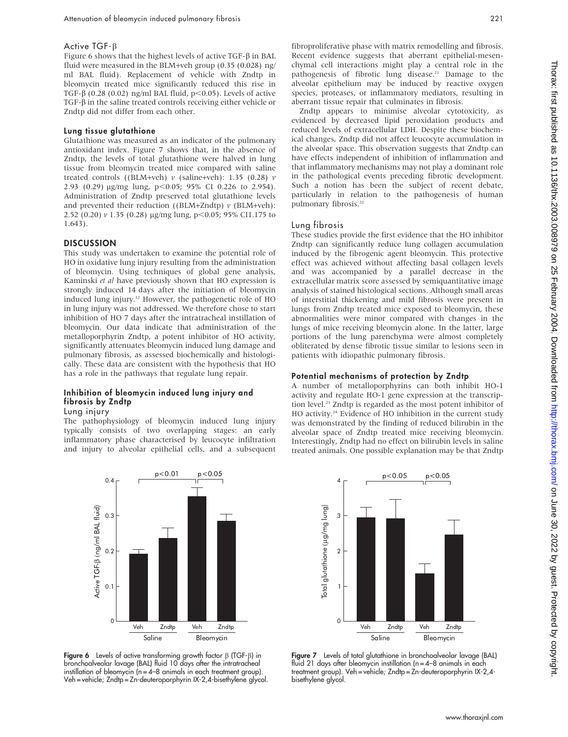### Active TGF-β

Figure 6 shows that the highest levels of active TGF-β in BAL fluid were measured in the BLM+veh group (0.35 (0.028) ng/ml BAL fluid). Replacement of vehicle with Zndtp in bleomycin treated mice significantly reduced this rise in TGF-β (0.28 (0.02) ng/ml BAL fluid, $p<0.05$). Levels of active TGF-β in the saline treated controls receiving either vehicle or Zndtp did not differ from each other.

### Lung tissue glutathione

Glutathione was measured as an indicator of the pulmonary antioxidant index. Figure 7 shows that, in the absence of Zndtp, the levels of total glutathione were halved in lung tissue from bleomycin treated mice compared with saline treated controls ((BLM+veh) *v* (saline+veh): 1.35 (0.28) *v* 2.93 (0.29) µg/mg lung, $p<0.05$; 95% CI 0.226 to 2.954). Administration of Zndtp preserved total glutathione levels and prevented their reduction ((BLM+Zndtp) *v* (BLM+veh): 2.52 (0.20) *v* 1.35 (0.28) µg/mg lung, $p<0.05$; 95% CI1.175 to 1.643).

## DISCUSSION

This study was undertaken to examine the potential role of HO in oxidative lung injury resulting from the administration of bleomycin. Using techniques of global gene analysis, Kaminski *et al* have previously shown that HO expression is strongly induced 14 days after the initiation of bleomycin induced lung injury.[12] However, the pathogenetic role of HO in lung injury was not addressed. We therefore chose to start inhibition of HO 7 days after the intratracheal instillation of bleomycin. Our data indicate that administration of the metalloporphyrin Zndtp, a potent inhibitor of HO activity, significantly attenuates bleomycin induced lung damage and pulmonary fibrosis, as assessed biochemically and histologically. These data are consistent with the hypothesis that HO has a role in the pathways that regulate lung repair.

### Inhibition of bleomycin induced lung injury and fibrosis by Zndtp

#### Lung injury

The pathophysiology of bleomycin induced lung injury typically consists of two overlapping stages: an early inflammatory phase characterised by leucocyte infiltration and injury to alveolar epithelial cells, and a subsequent fibroproliferative phase with matrix remodelling and fibrosis. Recent evidence suggests that aberrant epithelial-mesenchymal cell interactions might play a central role in the pathogenesis of fibrotic lung disease.[21] Damage to the alveolar epithelium may be induced by reactive oxygen species, proteases, or inflammatory mediators, resulting in aberrant tissue repair that culminates in fibrosis.

Zndtp appears to minimise alveolar cytotoxicity, as evidenced by decreased lipid peroxidation products and reduced levels of extracellular LDH. Despite these biochemical changes, Zndtp did not affect leucocyte accumulation in the alveolar space. This observation suggests that Zndtp can have effects independent of inhibition of inflammation and that inflammatory mechanisms may not play a dominant role in the pathological events preceding fibrotic development. Such a notion has been the subject of recent debate, particularly in relation to the pathogenesis of human pulmonary fibrosis.[22]

#### Lung fibrosis

These studies provide the first evidence that the HO inhibitor Zndtp can significantly reduce lung collagen accumulation induced by the fibrogenic agent bleomycin. This protective effect was achieved without affecting basal collagen levels and was accompanied by a parallel decrease in the extracellular matrix score assessed by semiquantitative image analysis of stained histological sections. Although small areas of interstitial thickening and mild fibrosis were present in lungs from Zndtp treated mice exposed to bleomycin, these abnormalities were minor compared with changes in the lungs of mice receiving bleomycin alone. In the latter, large portions of the lung parenchyma were almost completely obliterated by dense fibrotic tissue similar to lesions seen in patients with idiopathic pulmonary fibrosis.

### Potential mechanisms of protection by Zndtp

A number of metalloporphyrins can both inhibit HO-1 activity and regulate HO-1 gene expression at the transcription level.[23] Zndtp is regarded as the most potent inhibitor of HO activity.[24] Evidence of HO inhibition in the current study was demonstrated by the finding of reduced bilirubin in the alveolar space of Zndtp treated mice receiving bleomycin. Interestingly, Zndtp had no effect on bilirubin levels in saline treated animals. One possible explanation may be that Zndtp

**Figure 6** Levels of active transforming growth factor β (TGF-β) in bronchoalveolar lavage (BAL) fluid 10 days after the intratracheal instillation of bleomycin (n = 4–8 animals in each treatment group). Veh = vehicle; Zndtp = Zn-deuteroporphyrin IX-2,4-bisethylene glycol.

**Figure 7** Levels of total glutathione in bronchoalveolar lavage (BAL) fluid 21 days after bleomycin instillation (n = 4–8 animals in each treatment group). Veh = vehicle; Zndtp = Zn-deuteroporphyrin IX-2,4-bisethylene glycol.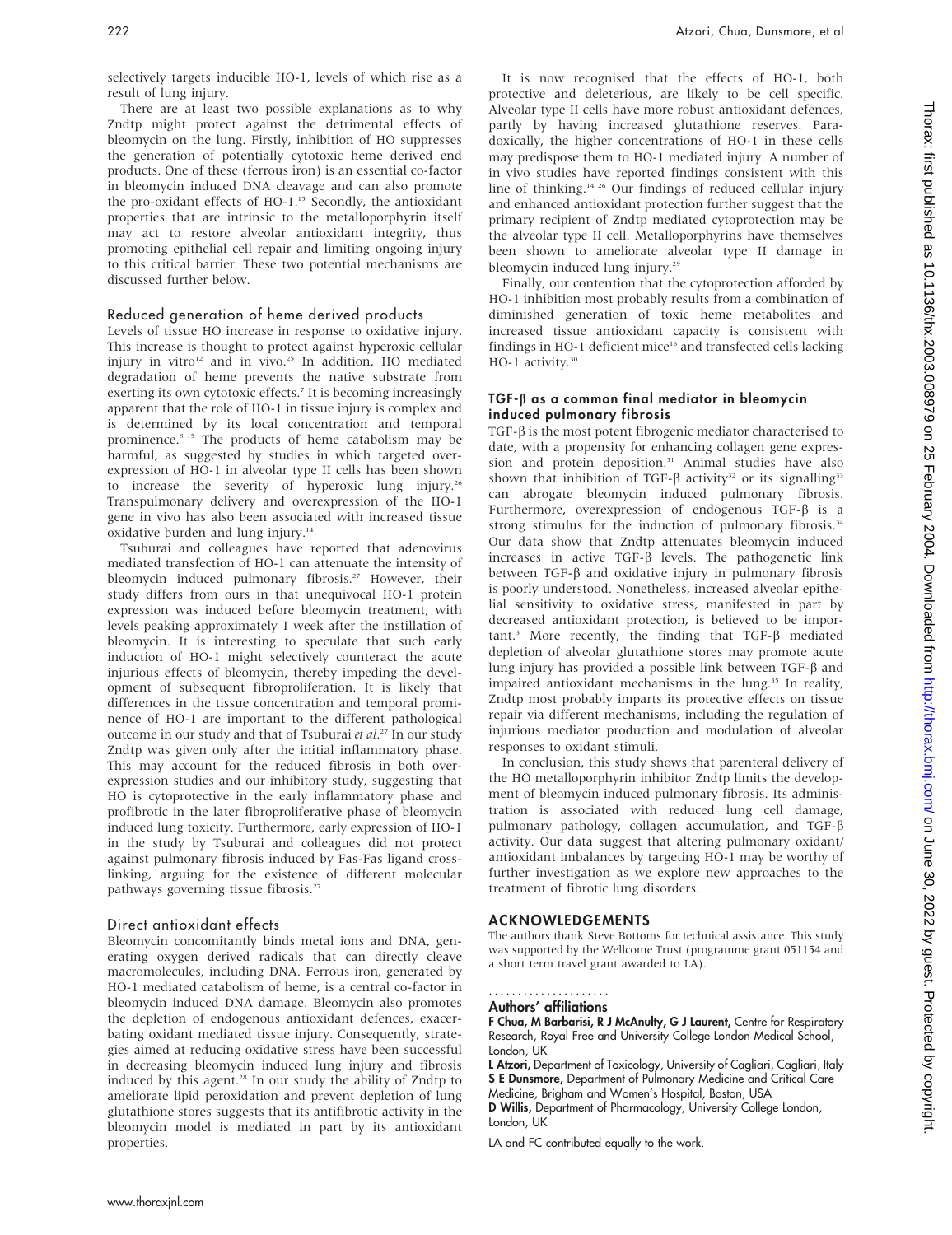selectively targets inducible HO-1, levels of which rise as a result of lung injury.

There are at least two possible explanations as to why Zndtp might protect against the detrimental effects of bleomycin on the lung. Firstly, inhibition of HO suppresses the generation of potentially cytotoxic heme derived end products. One of these (ferrous iron) is an essential co-factor in bleomycin induced DNA cleavage and can also promote the pro-oxidant effects of HO-1.[15] Secondly, the antioxidant properties that are intrinsic to the metalloporphyrin itself may act to restore alveolar antioxidant integrity, thus promoting epithelial cell repair and limiting ongoing injury to this critical barrier. These two potential mechanisms are discussed further below.

### Reduced generation of heme derived products

Levels of tissue HO increase in response to oxidative injury. This increase is thought to protect against hyperoxic cellular injury in vitro[12] and in vivo.[25] In addition, HO mediated degradation of heme prevents the native substrate from exerting its own cytotoxic effects.[7] It is becoming increasingly apparent that the role of HO-1 in tissue injury is complex and is determined by its local concentration and temporal prominence.[8 15] The products of heme catabolism may be harmful, as suggested by studies in which targeted overexpression of HO-1 in alveolar type II cells has been shown to increase the severity of hyperoxic lung injury.[26] Transpulmonary delivery and overexpression of the HO-1 gene in vivo has also been associated with increased tissue oxidative burden and lung injury.[14]

Tsuburai and colleagues have reported that adenovirus mediated transfection of HO-1 can attenuate the intensity of bleomycin induced pulmonary fibrosis.[27] However, their study differs from ours in that unequivocal HO-1 protein expression was induced before bleomycin treatment, with levels peaking approximately 1 week after the instillation of bleomycin. It is interesting to speculate that such early induction of HO-1 might selectively counteract the acute injurious effects of bleomycin, thereby impeding the development of subsequent fibroproliferation. It is likely that differences in the tissue concentration and temporal prominence of HO-1 are important to the different pathological outcome in our study and that of Tsuburai *et al*.[27] In our study Zndtp was given only after the initial inflammatory phase. This may account for the reduced fibrosis in both overexpression studies and our inhibitory study, suggesting that HO is cytoprotective in the early inflammatory phase and profibrotic in the later fibroproliferative phase of bleomycin induced lung toxicity. Furthermore, early expression of HO-1 in the study by Tsuburai and colleagues did not protect against pulmonary fibrosis induced by Fas-Fas ligand crosslinking, arguing for the existence of different molecular pathways governing tissue fibrosis.[27]

### Direct antioxidant effects

Bleomycin concomitantly binds metal ions and DNA, generating oxygen derived radicals that can directly cleave macromolecules, including DNA. Ferrous iron, generated by HO-1 mediated catabolism of heme, is a central co-factor in bleomycin induced DNA damage. Bleomycin also promotes the depletion of endogenous antioxidant defences, exacerbating oxidant mediated tissue injury. Consequently, strategies aimed at reducing oxidative stress have been successful in decreasing bleomycin induced lung injury and fibrosis induced by this agent.[28] In our study the ability of Zndtp to ameliorate lipid peroxidation and prevent depletion of lung glutathione stores suggests that its antifibrotic activity in the bleomycin model is mediated in part by its antioxidant properties.

It is now recognised that the effects of HO-1, both protective and deleterious, are likely to be cell specific. Alveolar type II cells have more robust antioxidant defences, partly by having increased glutathione reserves. Paradoxically, the higher concentrations of HO-1 in these cells may predispose them to HO-1 mediated injury. A number of in vivo studies have reported findings consistent with this line of thinking.[14 26] Our findings of reduced cellular injury and enhanced antioxidant protection further suggest that the primary recipient of Zndtp mediated cytoprotection may be the alveolar type II cell. Metalloporphyrins have themselves been shown to ameliorate alveolar type II damage in bleomycin induced lung injury.[29]

Finally, our contention that the cytoprotection afforded by HO-1 inhibition most probably results from a combination of diminished generation of toxic heme metabolites and increased tissue antioxidant capacity is consistent with findings in HO-1 deficient mice[16] and transfected cells lacking HO-1 activity.[30]

### TGF-β as a common final mediator in bleomycin induced pulmonary fibrosis

TGF-β is the most potent fibrogenic mediator characterised to date, with a propensity for enhancing collagen gene expression and protein deposition.[31] Animal studies have also shown that inhibition of TGF-β activity[32] or its signalling[33] can abrogate bleomycin induced pulmonary fibrosis. Furthermore, overexpression of endogenous TGF-β is a strong stimulus for the induction of pulmonary fibrosis.[34] Our data show that Zndtp attenuates bleomycin induced increases in active TGF-β levels. The pathogenetic link between TGF-β and oxidative injury in pulmonary fibrosis is poorly understood. Nonetheless, increased alveolar epithelial sensitivity to oxidative stress, manifested in part by decreased antioxidant protection, is believed to be important.[3] More recently, the finding that TGF-β mediated depletion of alveolar glutathione stores may promote acute lung injury has provided a possible link between TGF-β and impaired antioxidant mechanisms in the lung.[35] In reality, Zndtp most probably imparts its protective effects on tissue repair via different mechanisms, including the regulation of injurious mediator production and modulation of alveolar responses to oxidant stimuli.

In conclusion, this study shows that parenteral delivery of the HO metalloporphyrin inhibitor Zndtp limits the development of bleomycin induced pulmonary fibrosis. Its administration is associated with reduced lung cell damage, pulmonary pathology, collagen accumulation, and TGF-β activity. Our data suggest that altering pulmonary oxidant/antioxidant imbalances by targeting HO-1 may be worthy of further investigation as we explore new approaches to the treatment of fibrotic lung disorders.

## ACKNOWLEDGEMENTS

The authors thank Steve Bottoms for technical assistance. This study was supported by the Wellcome Trust (programme grant 051154 and a short term travel grant awarded to LA).

### Authors' affiliations

**F Chua, M Barbarisi, R J McAnulty, G J Laurent,** Centre for Respiratory Research, Royal Free and University College London Medical School, London, UK

**L Atzori,** Department of Toxicology, University of Cagliari, Cagliari, Italy

**S E Dunsmore,** Department of Pulmonary Medicine and Critical Care Medicine, Brigham and Women's Hospital, Boston, USA

**D Willis,** Department of Pharmacology, University College London, London, UK

LA and FC contributed equally to the work.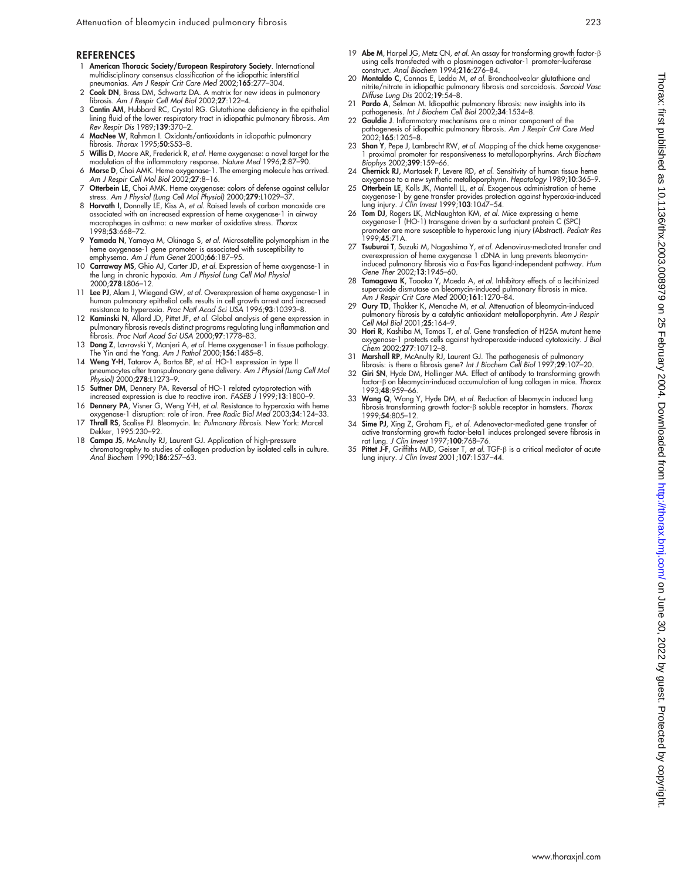## REFERENCES

1. **American Thoracic Society/European Respiratory Society**. International multidisciplinary consensus classification of the idiopathic interstitial pneumonias. *Am J Respir Crit Care Med* 2002;**165**:277–304.
2. **Cook DN**, Brass DM, Schwartz DA. A matrix for new ideas in pulmonary fibrosis. *Am J Respir Cell Mol Biol* 2002;**27**:122–4.
3. **Cantin AM**, Hubbard RC, Crystal RG. Glutathione deficiency in the epithelial lining fluid of the lower respiratory tract in idiopathic pulmonary fibrosis. *Am Rev Respir Dis* 1989;**139**:370–2.
4. **MacNee W**, Rahman I. Oxidants/antioxidants in idiopathic pulmonary fibrosis. *Thorax* 1995;**50**:S53–8.
5. **Willis D**, Moore AR, Frederick R, *et al*. Heme oxygenase: a novel target for the modulation of the inflammatory response. *Nature Med* 1996;**2**:87–90.
6. **Morse D**, Choi AMK. Heme oxygenase-1. The emerging molecule has arrived. *Am J Respir Cell Mol Biol* 2002;**27**:8–16.
7. **Otterbein LE**, Choi AMK. Heme oxygenase: colors of defense against cellular stress. *Am J Physiol (Lung Cell Mol Physiol)* 2000;**279**:L1029–37.
8. **Horvath I**, Donnelly LE, Kiss A, *et al*. Raised levels of carbon monoxide are associated with an increased expression of heme oxygenase-1 in airway macrophages in asthma: a new marker of oxidative stress. *Thorax* 1998;**53**:668–72.
9. **Yamada N**, Yamaya M, Okinaga S, *et al*. Microsatellite polymorphism in the heme oxygenase-1 gene promoter is associated with susceptibility to emphysema. *Am J Hum Genet* 2000;**66**:187–95.
10. **Carraway MS**, Ghio AJ, Carter JD, *et al*. Expression of heme oxygenase-1 in the lung in chronic hypoxia. *Am J Physiol Lung Cell Mol Physiol* 2000;**278**:L806–12.
11. **Lee PJ**, Alam J, Wiegand GW, *et al*. Overexpression of heme oxygenase-1 in human pulmonary epithelial cells results in cell growth arrest and increased resistance to hyperoxia. *Proc Natl Acad Sci USA* 1996;**93**:10393–8.
12. **Kaminski N**, Allard JD, Pittet JF, *et al*. Global analysis of gene expression in pulmonary fibrosis reveals distinct programs regulating lung inflammation and fibrosis. *Proc Natl Acad Sci USA* 2000;**97**:1778–83.
13. **Dong Z**, Lavrovski Y, Manjeri A, *et al*. Heme oxygenase-1 in tissue pathology. The Yin and the Yang. *Am J Pathol* 2000;**156**:1485–8.
14. **Weng Y-H**, Tatarov A, Bartos BP, *et al*. HO-1 expression in type II pneumocytes after transpulmonary gene delivery. *Am J Physiol (Lung Cell Mol Physiol)* 2000;**278**:L1273–9.
15. **Suttner DM**, Dennery PA. Reversal of HO-1 related cytoprotection with increased expression is due to reactive iron. *FASEB J* 1999;**13**:1800–9.
16. **Dennery PA**, Visner G, Weng Y-H, *et al*. Resistance to hyperoxia with heme oxygenase-1 disruption: role of iron. *Free Radic Biol Med* 2003;**34**:124–33.
17. **Thrall RS**, Scalise PJ. Bleomycin. In: *Pulmonary fibrosis*. New York: Marcel Dekker, 1995:230–92.
18. **Campa JS**, McAnulty RJ, Laurent GJ. Application of high-pressure chromatography to studies of collagen production by isolated cells in culture. *Anal Biochem* 1990;**186**:257–63.
19. **Abe M**, Harpel JG, Metz CN, *et al*. An assay for transforming growth factor-β using cells transfected with a plasminogen activator-1 promoter-luciferase construct. *Anal Biochem* 1994;**216**:276–84.
20. **Montaldo C**, Cannas E, Ledda M, *et al*. Bronchoalveolar glutathione and nitrite/nitrate in idiopathic pulmonary fibrosis and sarcoidosis. *Sarcoid Vasc Diffuse Lung Dis* 2002;**19**:54–8.
21. **Pardo A**, Selman M. Idiopathic pulmonary fibrosis: new insights into its pathogenesis. *Int J Biochem Cell Biol* 2002;**34**:1534–8.
22. **Gauldie J**. Inflammatory mechanisms are a minor component of the pathogenesis of idiopathic pulmonary fibrosis. *Am J Respir Crit Care Med* 2002;**165**:1205–8.
23. **Shan Y**, Pepe J, Lambrecht RW, *et al*. Mapping of the chick heme oxygenase-1 proximal promoter for responsiveness to metalloporphyrins. *Arch Biochem Biophys* 2002;**399**:159–66.
24. **Chernick RJ**, Martasek P, Levere RD, *et al*. Sensitivity of human tissue heme oxygenase to a new synthetic metalloporphyrin. *Hepatology* 1989;**10**:365–9.
25. **Otterbein LE**, Kolls JK, Mantell LL, *et al*. Exogenous administration of heme oxygenase-1 by gene transfer provides protection against hyperoxia-induced lung injury. *J Clin Invest* 1999;**103**:1047–54.
26. **Tom DJ**, Rogers LK, McNaughton KM, *et al*. Mice expressing a heme oxygenase-1 (HO-1) transgene driven by a surfactant protein C (SPC) promoter are more susceptible to hyperoxic lung injury (Abstract). *Pediatr Res* 1999;**45**:71A.
27. **Tsuburai T**, Suzuki M, Nagashima Y, *et al*. Adenovirus-mediated transfer and overexpression of heme oxygenase 1 cDNA in lung prevents bleomycin-induced pulmonary fibrosis via a Fas-Fas ligand-independent pathway. *Hum Gene Ther* 2002;**13**:1945–60.
28. **Tamagawa K**, Taooka Y, Maeda A, *et al*. Inhibitory effects of a lecithinized superoxide dismutase on bleomycin-induced pulmonary fibrosis in mice. *Am J Respir Crit Care Med* 2000;**161**:1270–84.
29. **Oury TD**, Thakker K, Menache M, *et al*. Attenuation of bleomycin-induced pulmonary fibrosis by a catalytic antioxidant metalloporphyrin. *Am J Respir Cell Mol Biol* 2001;**25**:164–9.
30. **Hori R**, Kashiba M, Tomas T, *et al*. Gene transfection of H25A mutant heme oxygenase-1 protects cells against hydroperoxide-induced cytotoxicity. *J Biol Chem* 2002;**277**:10712–8.
31. **Marshall RP**, McAnulty RJ, Laurent GJ. The pathogenesis of pulmonary fibrosis: is there a fibrosis gene? *Int J Biochem Cell Biol* 1997;**29**:107–20.
32. **Giri SN**, Hyde DM, Hollinger MA. Effect of antibody to transforming growth factor-β on bleomycin-induced accumulation of lung collagen in mice. *Thorax* 1993;**48**:959–66.
33. **Wang Q**, Wang Y, Hyde DM, *et al*. Reduction of bleomycin induced lung fibrosis transforming growth factor-β soluble receptor in hamsters. *Thorax* 1999;**54**:805–12.
34. **Sime PJ**, Xing Z, Graham FL, *et al*. Adenovector-mediated gene transfer of active transforming growth factor-beta1 induces prolonged severe fibrosis in rat lung. *J Clin Invest* 1997;**100**:768–76.
35. **Pittet J-F**, Griffiths MJD, Geiser T, *et al*. TGF-β is a critical mediator of acute lung injury. *J Clin Invest* 2001;**107**:1537–44.